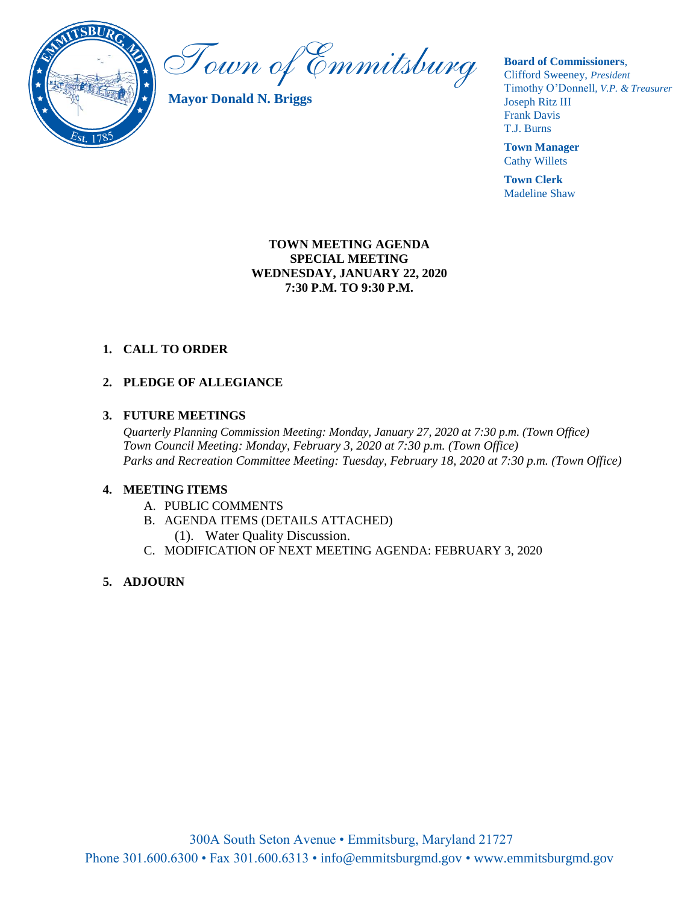# Town of Emmitsburg

**Mayor Donald N. Briggs**

**Board of Commissioners**,
Clifford Sweeney, *President*
Timothy O'Donnell, *V.P. & Treasurer*
Joseph Ritz III
Frank Davis
T.J. Burns

**Town Manager**
Cathy Willets

**Town Clerk**
Madeline Shaw

**TOWN MEETING AGENDA**
**SPECIAL MEETING**
**WEDNESDAY, JANUARY 22, 2020**
**7:30 P.M. TO 9:30 P.M.**

1. **CALL TO ORDER**

2. **PLEDGE OF ALLEGIANCE**

3. **FUTURE MEETINGS**

   *Quarterly Planning Commission Meeting: Monday, January 27, 2020 at 7:30 p.m. (Town Office)*
   *Town Council Meeting: Monday, February 3, 2020 at 7:30 p.m. (Town Office)*
   *Parks and Recreation Committee Meeting: Tuesday, February 18, 2020 at 7:30 p.m. (Town Office)*

4. **MEETING ITEMS**
   - A. PUBLIC COMMENTS
   - B. AGENDA ITEMS (DETAILS ATTACHED)
     - (1). Water Quality Discussion.
   - C. MODIFICATION OF NEXT MEETING AGENDA: FEBRUARY 3, 2020

5. **ADJOURN**

300A South Seton Avenue • Emmitsburg, Maryland 21727
Phone 301.600.6300 • Fax 301.600.6313 • info@emmitsburgmd.gov • www.emmitsburgmd.gov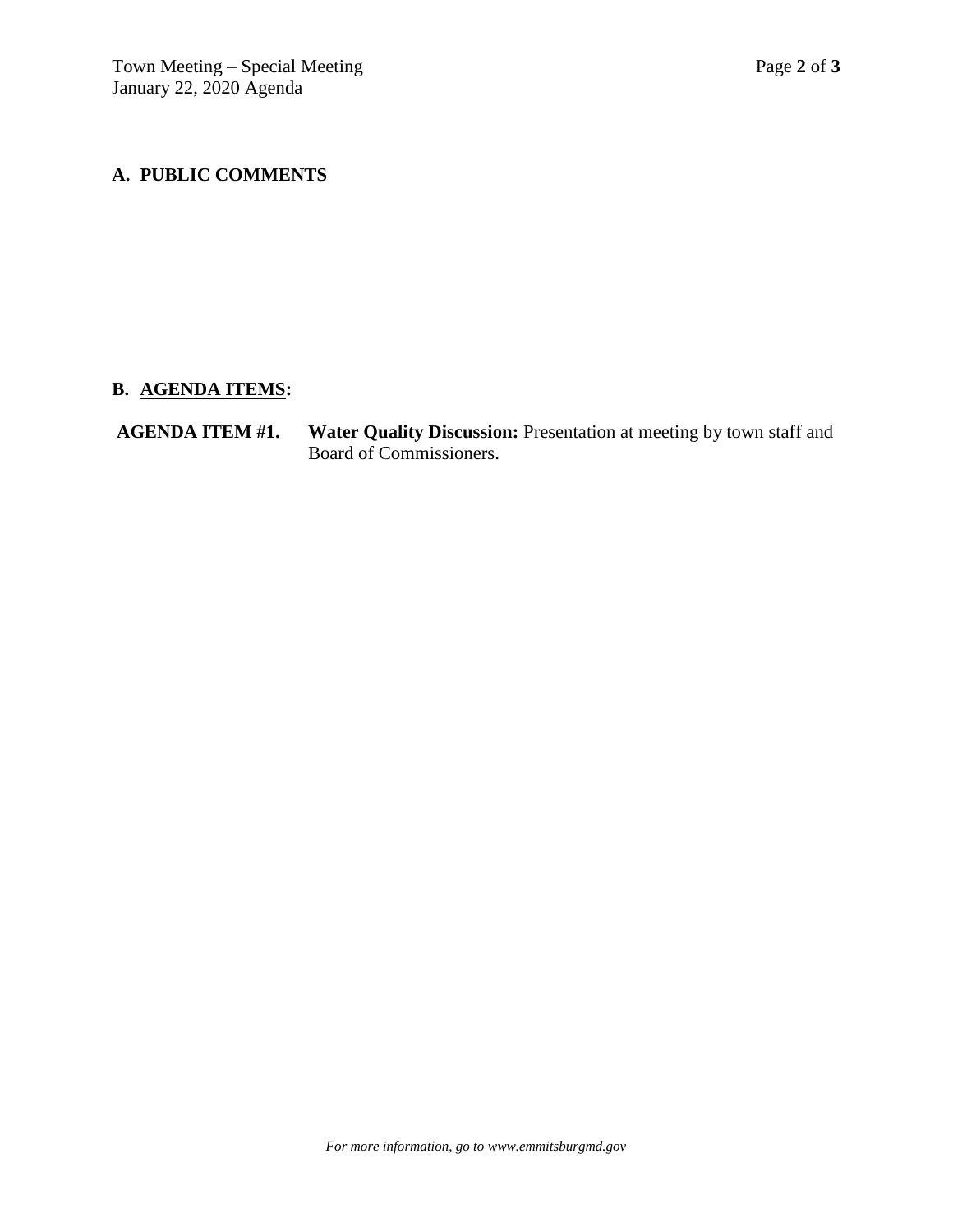## A. PUBLIC COMMENTS

## B. AGENDA ITEMS:

**AGENDA ITEM #1.** **Water Quality Discussion:** Presentation at meeting by town staff and Board of Commissioners.

*For more information, go to www.emmitsburgmd.gov*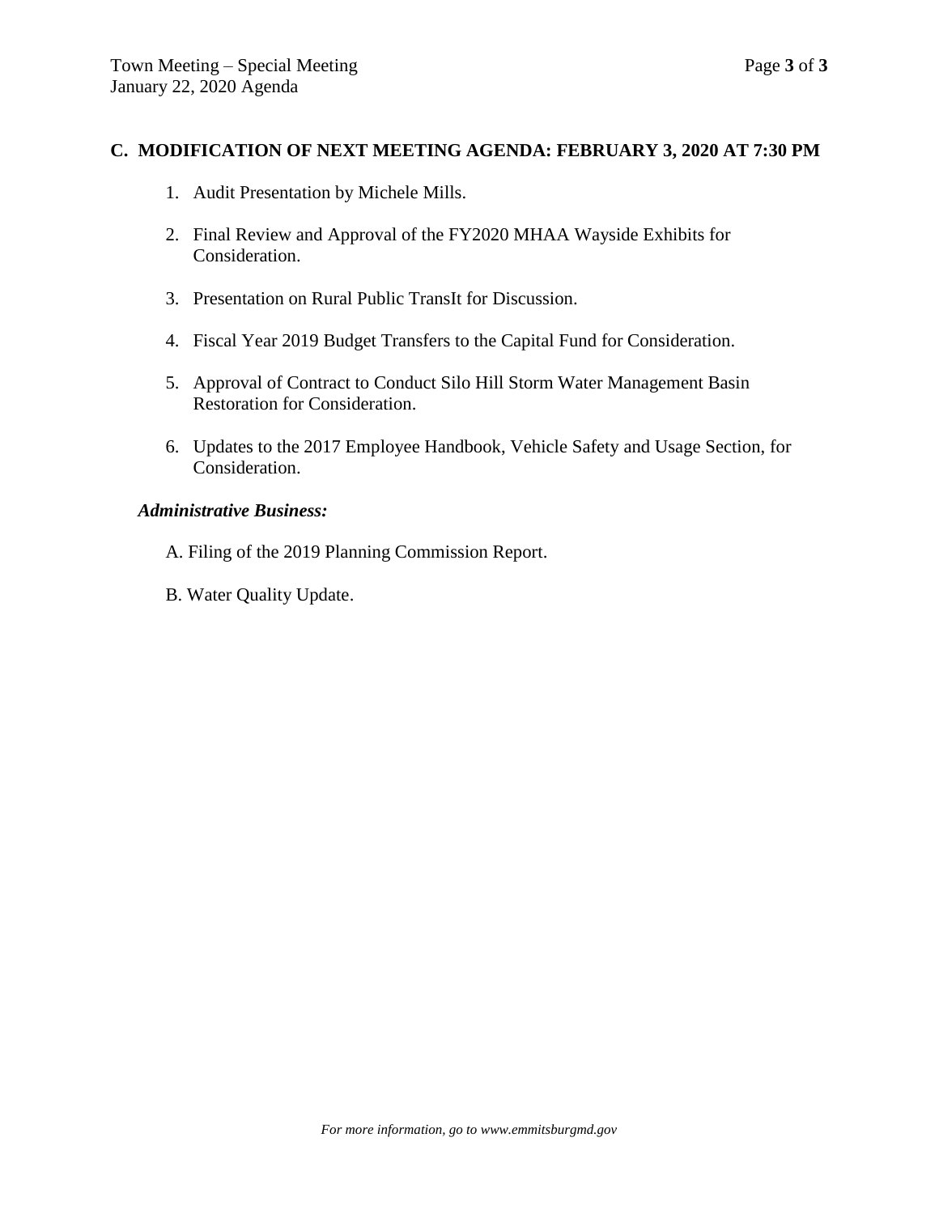## C. MODIFICATION OF NEXT MEETING AGENDA: FEBRUARY 3, 2020 AT 7:30 PM

1. Audit Presentation by Michele Mills.

2. Final Review and Approval of the FY2020 MHAA Wayside Exhibits for Consideration.

3. Presentation on Rural Public TransIt for Discussion.

4. Fiscal Year 2019 Budget Transfers to the Capital Fund for Consideration.

5. Approval of Contract to Conduct Silo Hill Storm Water Management Basin Restoration for Consideration.

6. Updates to the 2017 Employee Handbook, Vehicle Safety and Usage Section, for Consideration.

***Administrative Business:***

A. Filing of the 2019 Planning Commission Report.

B. Water Quality Update.

*For more information, go to www.emmitsburgmd.gov*